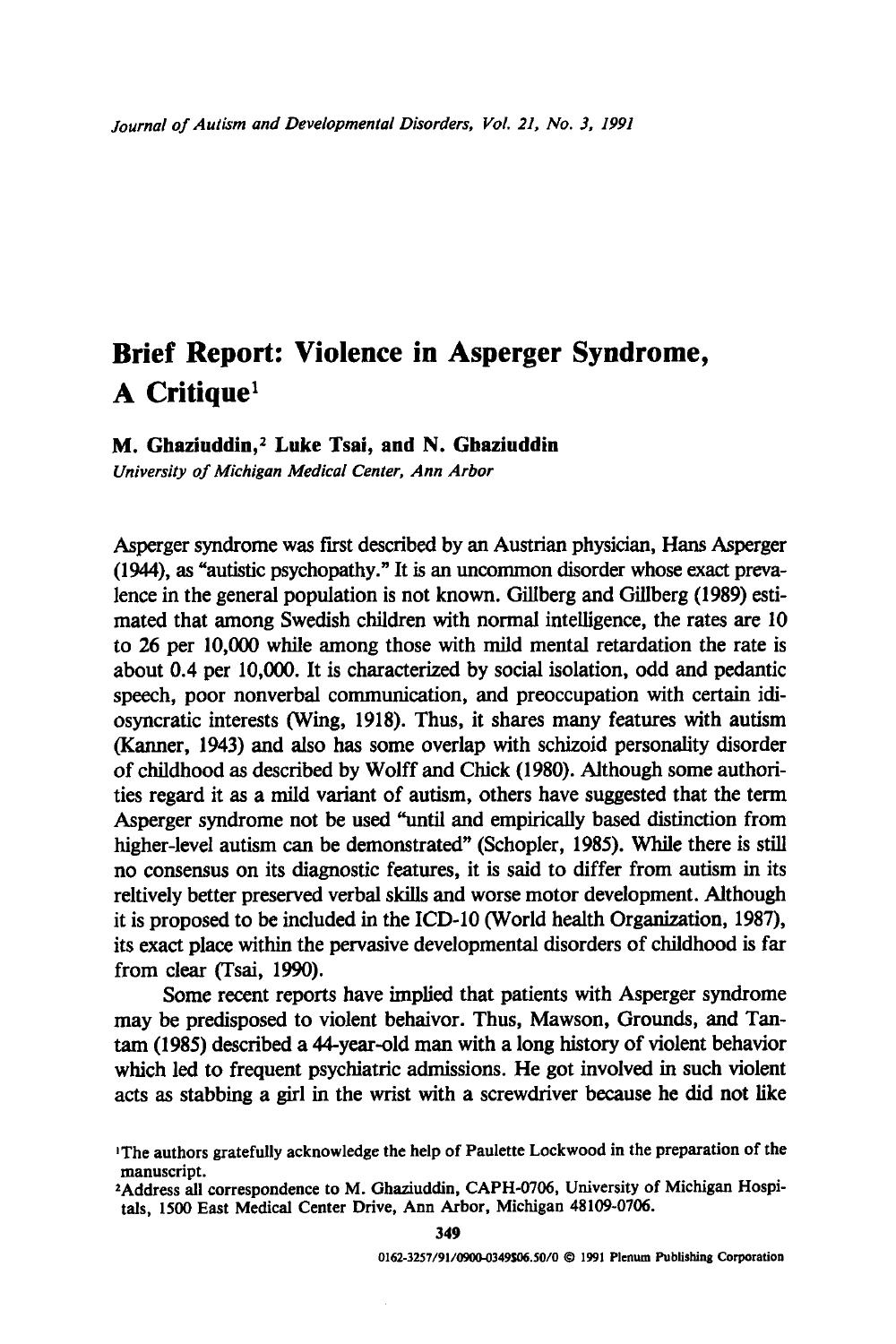# Brief Report: Violence in Asperger Syndrome, A Critique[1]

**M. Ghaziuddin,[2] Luke Tsai, and N. Ghaziuddin**
*University of Michigan Medical Center, Ann Arbor*

Asperger syndrome was first described by an Austrian physician, Hans Asperger (1944), as "autistic psychopathy." It is an uncommon disorder whose exact prevalence in the general population is not known. Gillberg and Gillberg (1989) estimated that among Swedish children with normal intelligence, the rates are 10 to 26 per 10,000 while among those with mild mental retardation the rate is about 0.4 per 10,000. It is characterized by social isolation, odd and pedantic speech, poor nonverbal communication, and preoccupation with certain idiosyncratic interests (Wing, 1918). Thus, it shares many features with autism (Kanner, 1943) and also has some overlap with schizoid personality disorder of childhood as described by Wolff and Chick (1980). Although some authorities regard it as a mild variant of autism, others have suggested that the term Asperger syndrome not be used "until and empirically based distinction from higher-level autism can be demonstrated" (Schopler, 1985). While there is still no consensus on its diagnostic features, it is said to differ from autism in its reltively better preserved verbal skills and worse motor development. Although it is proposed to be included in the ICD-10 (World health Organization, 1987), its exact place within the pervasive developmental disorders of childhood is far from clear (Tsai, 1990).

Some recent reports have implied that patients with Asperger syndrome may be predisposed to violent behaivor. Thus, Mawson, Grounds, and Tantam (1985) described a 44-year-old man with a long history of violent behavior which led to frequent psychiatric admissions. He got involved in such violent acts as stabbing a girl in the wrist with a screwdriver because he did not like

[1] The authors gratefully acknowledge the help of Paulette Lockwood in the preparation of the manuscript.

[2] Address all correspondence to M. Ghaziuddin, CAPH-0706, University of Michigan Hospitals, 1500 East Medical Center Drive, Ann Arbor, Michigan 48109-0706.

0162-3257/91/0900-0349$06.50/0 © 1991 Plenum Publishing Corporation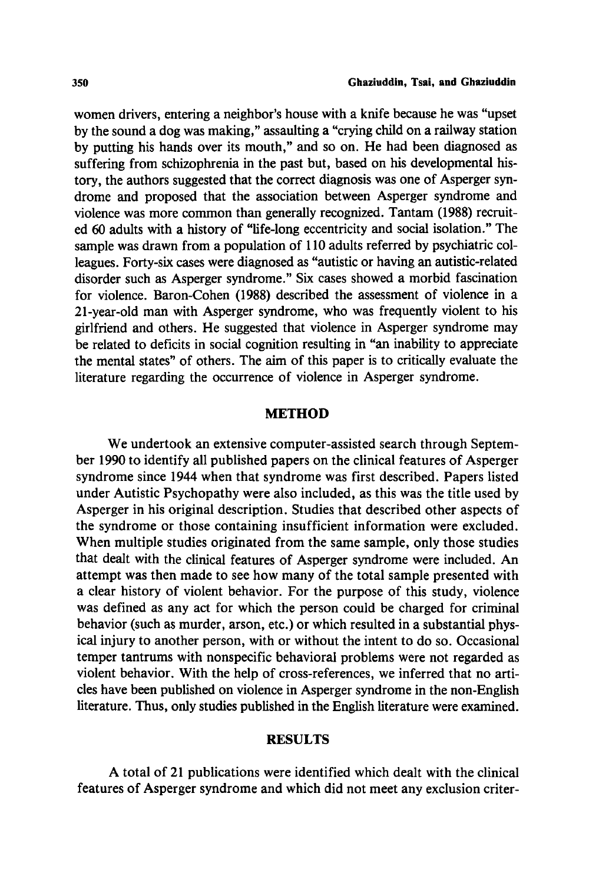women drivers, entering a neighbor's house with a knife because he was "upset by the sound a dog was making," assaulting a "crying child on a railway station by putting his hands over its mouth," and so on. He had been diagnosed as suffering from schizophrenia in the past but, based on his developmental history, the authors suggested that the correct diagnosis was one of Asperger syndrome and proposed that the association between Asperger syndrome and violence was more common than generally recognized. Tantam (1988) recruited 60 adults with a history of "life-long eccentricity and social isolation." The sample was drawn from a population of 110 adults referred by psychiatric colleagues. Forty-six cases were diagnosed as "autistic or having an autistic-related disorder such as Asperger syndrome." Six cases showed a morbid fascination for violence. Baron-Cohen (1988) described the assessment of violence in a 21-year-old man with Asperger syndrome, who was frequently violent to his girlfriend and others. He suggested that violence in Asperger syndrome may be related to deficits in social cognition resulting in "an inability to appreciate the mental states" of others. The aim of this paper is to critically evaluate the literature regarding the occurrence of violence in Asperger syndrome.

## METHOD

We undertook an extensive computer-assisted search through September 1990 to identify all published papers on the clinical features of Asperger syndrome since 1944 when that syndrome was first described. Papers listed under Autistic Psychopathy were also included, as this was the title used by Asperger in his original description. Studies that described other aspects of the syndrome or those containing insufficient information were excluded. When multiple studies originated from the same sample, only those studies that dealt with the clinical features of Asperger syndrome were included. An attempt was then made to see how many of the total sample presented with a clear history of violent behavior. For the purpose of this study, violence was defined as any act for which the person could be charged for criminal behavior (such as murder, arson, etc.) or which resulted in a substantial physical injury to another person, with or without the intent to do so. Occasional temper tantrums with nonspecific behavioral problems were not regarded as violent behavior. With the help of cross-references, we inferred that no articles have been published on violence in Asperger syndrome in the non-English literature. Thus, only studies published in the English literature were examined.

## RESULTS

A total of 21 publications were identified which dealt with the clinical features of Asperger syndrome and which did not meet any exclusion criter-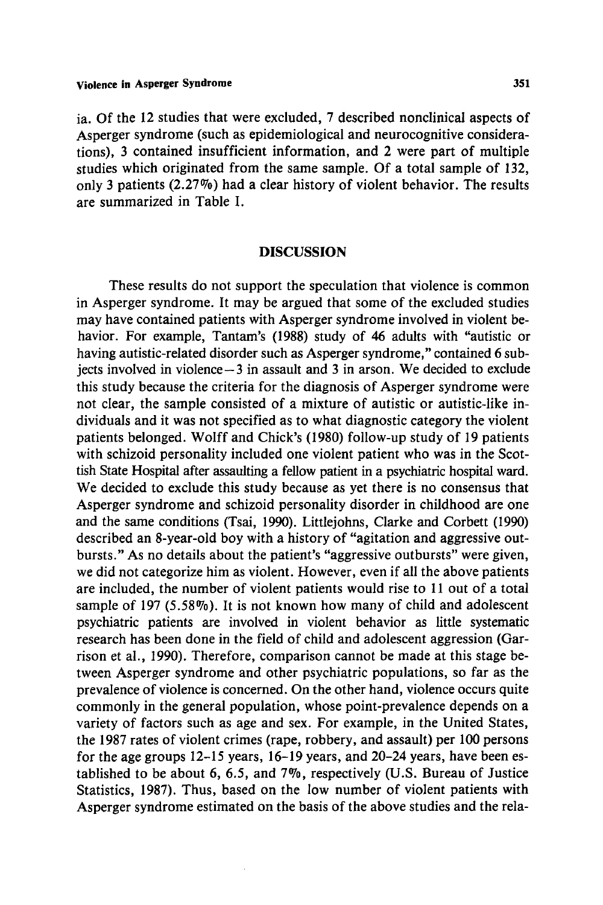ia. Of the 12 studies that were excluded, 7 described nonclinical aspects of Asperger syndrome (such as epidemiological and neurocognitive considerations), 3 contained insufficient information, and 2 were part of multiple studies which originated from the same sample. Of a total sample of 132, only 3 patients (2.27%) had a clear history of violent behavior. The results are summarized in Table I.

## DISCUSSION

These results do not support the speculation that violence is common in Asperger syndrome. It may be argued that some of the excluded studies may have contained patients with Asperger syndrome involved in violent behavior. For example, Tantam's (1988) study of 46 adults with "autistic or having autistic-related disorder such as Asperger syndrome," contained 6 subjects involved in violence—3 in assault and 3 in arson. We decided to exclude this study because the criteria for the diagnosis of Asperger syndrome were not clear, the sample consisted of a mixture of autistic or autistic-like individuals and it was not specified as to what diagnostic category the violent patients belonged. Wolff and Chick's (1980) follow-up study of 19 patients with schizoid personality included one violent patient who was in the Scottish State Hospital after assaulting a fellow patient in a psychiatric hospital ward. We decided to exclude this study because as yet there is no consensus that Asperger syndrome and schizoid personality disorder in childhood are one and the same conditions (Tsai, 1990). Littlejohns, Clarke and Corbett (1990) described an 8-year-old boy with a history of "agitation and aggressive outbursts." As no details about the patient's "aggressive outbursts" were given, we did not categorize him as violent. However, even if all the above patients are included, the number of violent patients would rise to 11 out of a total sample of 197 (5.58%). It is not known how many of child and adolescent psychiatric patients are involved in violent behavior as little systematic research has been done in the field of child and adolescent aggression (Garrison et al., 1990). Therefore, comparison cannot be made at this stage between Asperger syndrome and other psychiatric populations, so far as the prevalence of violence is concerned. On the other hand, violence occurs quite commonly in the general population, whose point-prevalence depends on a variety of factors such as age and sex. For example, in the United States, the 1987 rates of violent crimes (rape, robbery, and assault) per 100 persons for the age groups 12–15 years, 16–19 years, and 20–24 years, have been established to be about 6, 6.5, and 7%, respectively (U.S. Bureau of Justice Statistics, 1987). Thus, based on the low number of violent patients with Asperger syndrome estimated on the basis of the above studies and the rela-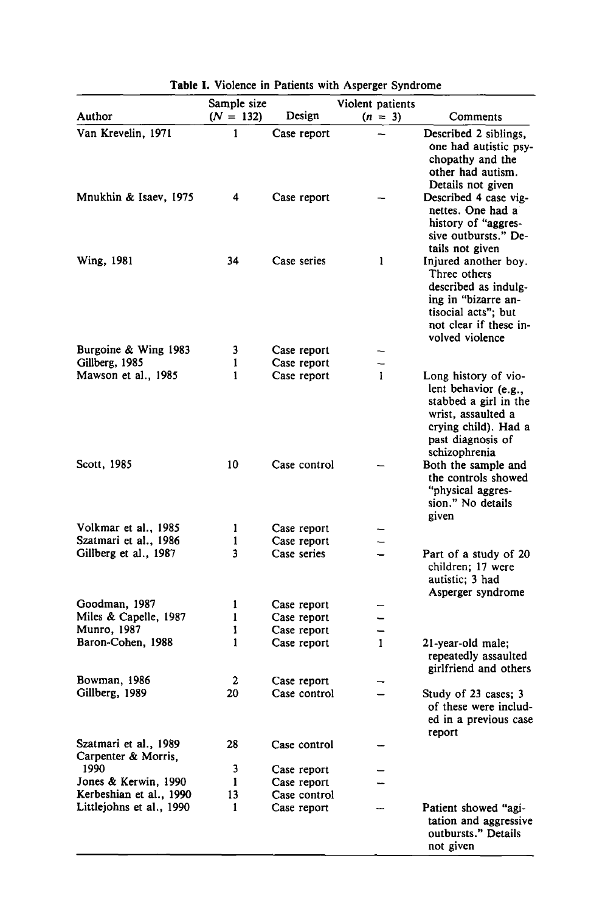**Table I.** Violence in Patients with Asperger Syndrome

| Author | Sample size ($N$ = 132) | Design | Violent patients ($n$ = 3) | Comments |
|---|---|---|---|---|
| Van Krevelin, 1971 | 1 | Case report | – | Described 2 siblings, one had autistic psychopathy and the other had autism. Details not given |
| Mnukhin & Isaev, 1975 | 4 | Case report | – | Described 4 case vignettes. One had a history of "aggressive outbursts." Details not given |
| Wing, 1981 | 34 | Case series | 1 | Injured another boy. Three others described as indulging in "bizarre antisocial acts"; but not clear if these involved violence |
| Burgoine & Wing 1983 | 3 | Case report | – | |
| Gillberg, 1985 | 1 | Case report | – | |
| Mawson et al., 1985 | 1 | Case report | 1 | Long history of violent behavior (e.g., stabbed a girl in the wrist, assaulted a crying child). Had a past diagnosis of schizophrenia |
| Scott, 1985 | 10 | Case control | – | Both the sample and the controls showed "physical aggression." No details given |
| Volkmar et al., 1985 | 1 | Case report | – | |
| Szatmari et al., 1986 | 1 | Case report | – | |
| Gillberg et al., 1987 | 3 | Case series | – | Part of a study of 20 children; 17 were autistic; 3 had Asperger syndrome |
| Goodman, 1987 | 1 | Case report | – | |
| Miles & Capelle, 1987 | 1 | Case report | – | |
| Munro, 1987 | 1 | Case report | – | |
| Baron-Cohen, 1988 | 1 | Case report | 1 | 21-year-old male; repeatedly assaulted girlfriend and others |
| Bowman, 1986 | 2 | Case report | – | |
| Gillberg, 1989 | 20 | Case control | – | Study of 23 cases; 3 of these were included in a previous case report |
| Szatmari et al., 1989 | 28 | Case control | – | |
| Carpenter & Morris, 1990 | 3 | Case report | – | |
| Jones & Kerwin, 1990 | 1 | Case report | – | |
| Kerbeshian et al., 1990 | 13 | Case control | | |
| Littlejohns et al., 1990 | 1 | Case report | – | Patient showed "agitation and aggressive outbursts." Details not given |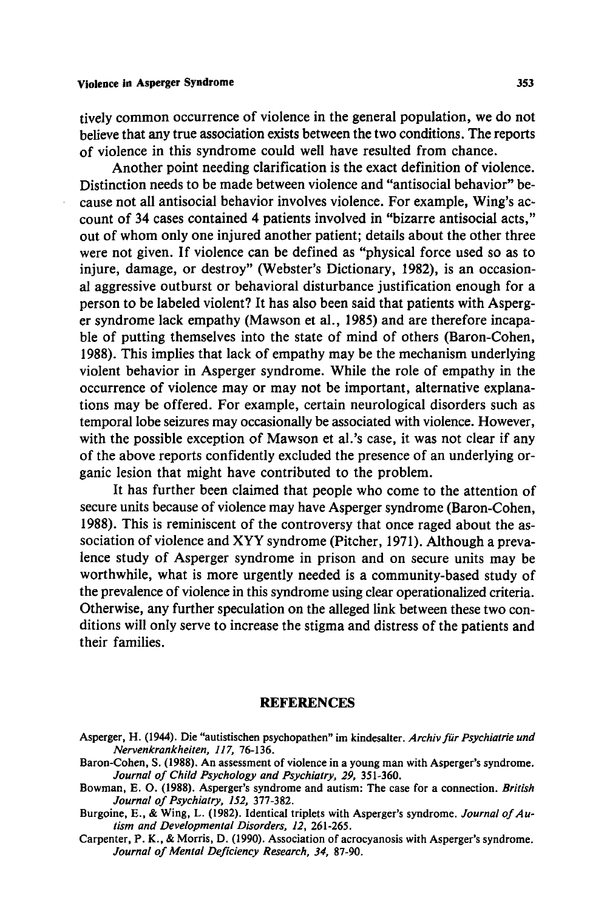tively common occurrence of violence in the general population, we do not believe that any true association exists between the two conditions. The reports of violence in this syndrome could well have resulted from chance.

Another point needing clarification is the exact definition of violence. Distinction needs to be made between violence and "antisocial behavior" because not all antisocial behavior involves violence. For example, Wing's account of 34 cases contained 4 patients involved in "bizarre antisocial acts," out of whom only one injured another patient; details about the other three were not given. If violence can be defined as "physical force used so as to injure, damage, or destroy" (Webster's Dictionary, 1982), is an occasional aggressive outburst or behavioral disturbance justification enough for a person to be labeled violent? It has also been said that patients with Asperger syndrome lack empathy (Mawson et al., 1985) and are therefore incapable of putting themselves into the state of mind of others (Baron-Cohen, 1988). This implies that lack of empathy may be the mechanism underlying violent behavior in Asperger syndrome. While the role of empathy in the occurrence of violence may or may not be important, alternative explanations may be offered. For example, certain neurological disorders such as temporal lobe seizures may occasionally be associated with violence. However, with the possible exception of Mawson et al.'s case, it was not clear if any of the above reports confidently excluded the presence of an underlying organic lesion that might have contributed to the problem.

It has further been claimed that people who come to the attention of secure units because of violence may have Asperger syndrome (Baron-Cohen, 1988). This is reminiscent of the controversy that once raged about the association of violence and XYY syndrome (Pitcher, 1971). Although a prevalence study of Asperger syndrome in prison and on secure units may be worthwhile, what is more urgently needed is a community-based study of the prevalence of violence in this syndrome using clear operationalized criteria. Otherwise, any further speculation on the alleged link between these two conditions will only serve to increase the stigma and distress of the patients and their families.

## REFERENCES

Asperger, H. (1944). Die "autistischen psychopathen" im kindesalter. *Archiv für Psychiatrie und Nervenkrankheiten, 117*, 76-136.

Baron-Cohen, S. (1988). An assessment of violence in a young man with Asperger's syndrome. *Journal of Child Psychology and Psychiatry, 29*, 351-360.

Bowman, E. O. (1988). Asperger's syndrome and autism: The case for a connection. *British Journal of Psychiatry, 152*, 377-382.

Burgoine, E., & Wing, L. (1982). Identical triplets with Asperger's syndrome. *Journal of Autism and Developmental Disorders, 12*, 261-265.

Carpenter, P. K., & Morris, D. (1990). Association of acrocyanosis with Asperger's syndrome. *Journal of Mental Deficiency Research, 34*, 87-90.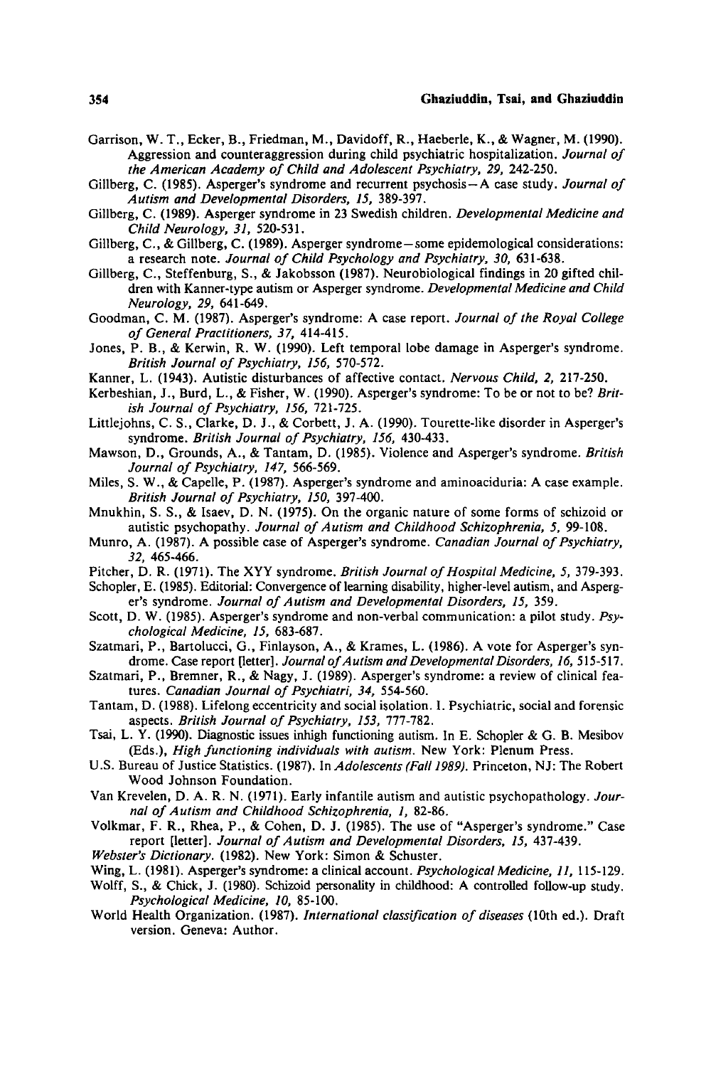Garrison, W. T., Ecker, B., Friedman, M., Davidoff, R., Haeberle, K., & Wagner, M. (1990). Aggression and counteraggression during child psychiatric hospitalization. *Journal of the American Academy of Child and Adolescent Psychiatry, 29*, 242-250.

Gillberg, C. (1985). Asperger's syndrome and recurrent psychosis—A case study. *Journal of Autism and Developmental Disorders, 15*, 389-397.

Gillberg, C. (1989). Asperger syndrome in 23 Swedish children. *Developmental Medicine and Child Neurology, 31*, 520-531.

Gillberg, C., & Gillberg, C. (1989). Asperger syndrome—some epidemological considerations: a research note. *Journal of Child Psychology and Psychiatry, 30*, 631-638.

Gillberg, C., Steffenburg, S., & Jakobsson (1987). Neurobiological findings in 20 gifted children with Kanner-type autism or Asperger syndrome. *Developmental Medicine and Child Neurology, 29*, 641-649.

Goodman, C. M. (1987). Asperger's syndrome: A case report. *Journal of the Royal College of General Practitioners, 37*, 414-415.

Jones, P. B., & Kerwin, R. W. (1990). Left temporal lobe damage in Asperger's syndrome. *British Journal of Psychiatry, 156*, 570-572.

Kanner, L. (1943). Autistic disturbances of affective contact. *Nervous Child, 2*, 217-250.

Kerbeshian, J., Burd, L., & Fisher, W. (1990). Asperger's syndrome: To be or not to be? *British Journal of Psychiatry, 156*, 721-725.

Littlejohns, C. S., Clarke, D. J., & Corbett, J. A. (1990). Tourette-like disorder in Asperger's syndrome. *British Journal of Psychiatry, 156*, 430-433.

Mawson, D., Grounds, A., & Tantam, D. (1985). Violence and Asperger's syndrome. *British Journal of Psychiatry, 147*, 566-569.

Miles, S. W., & Capelle, P. (1987). Asperger's syndrome and aminoaciduria: A case example. *British Journal of Psychiatry, 150*, 397-400.

Mnukhin, S. S., & Isaev, D. N. (1975). On the organic nature of some forms of schizoid or autistic psychopathy. *Journal of Autism and Childhood Schizophrenia, 5*, 99-108.

Munro, A. (1987). A possible case of Asperger's syndrome. *Canadian Journal of Psychiatry, 32*, 465-466.

Pitcher, D. R. (1971). The XYY syndrome. *British Journal of Hospital Medicine, 5*, 379-393.

Schopler, E. (1985). Editorial: Convergence of learning disability, higher-level autism, and Asperger's syndrome. *Journal of Autism and Developmental Disorders, 15*, 359.

Scott, D. W. (1985). Asperger's syndrome and non-verbal communication: a pilot study. *Psychological Medicine, 15*, 683-687.

Szatmari, P., Bartolucci, G., Finlayson, A., & Krames, L. (1986). A vote for Asperger's syndrome. Case report [letter]. *Journal of Autism and Developmental Disorders, 16*, 515-517.

Szatmari, P., Bremner, R., & Nagy, J. (1989). Asperger's syndrome: a review of clinical features. *Canadian Journal of Psychiatri, 34*, 554-560.

Tantam, D. (1988). Lifelong eccentricity and social isolation. I. Psychiatric, social and forensic aspects. *British Journal of Psychiatry, 153*, 777-782.

Tsai, L. Y. (1990). Diagnostic issues inhigh functioning autism. In E. Schopler & G. B. Mesibov (Eds.), *High functioning individuals with autism*. New York: Plenum Press.

U.S. Bureau of Justice Statistics. (1987). In *Adolescents (Fall 1989)*. Princeton, NJ: The Robert Wood Johnson Foundation.

Van Krevelen, D. A. R. N. (1971). Early infantile autism and autistic psychopathology. *Journal of Autism and Childhood Schizophrenia, 1*, 82-86.

Volkmar, F. R., Rhea, P., & Cohen, D. J. (1985). The use of "Asperger's syndrome." Case report [letter]. *Journal of Autism and Developmental Disorders, 15*, 437-439.

*Webster's Dictionary*. (1982). New York: Simon & Schuster.

Wing, L. (1981). Asperger's syndrome: a clinical account. *Psychological Medicine, 11*, 115-129.

Wolff, S., & Chick, J. (1980). Schizoid personality in childhood: A controlled follow-up study. *Psychological Medicine, 10*, 85-100.

World Health Organization. (1987). *International classification of diseases* (10th ed.). Draft version. Geneva: Author.